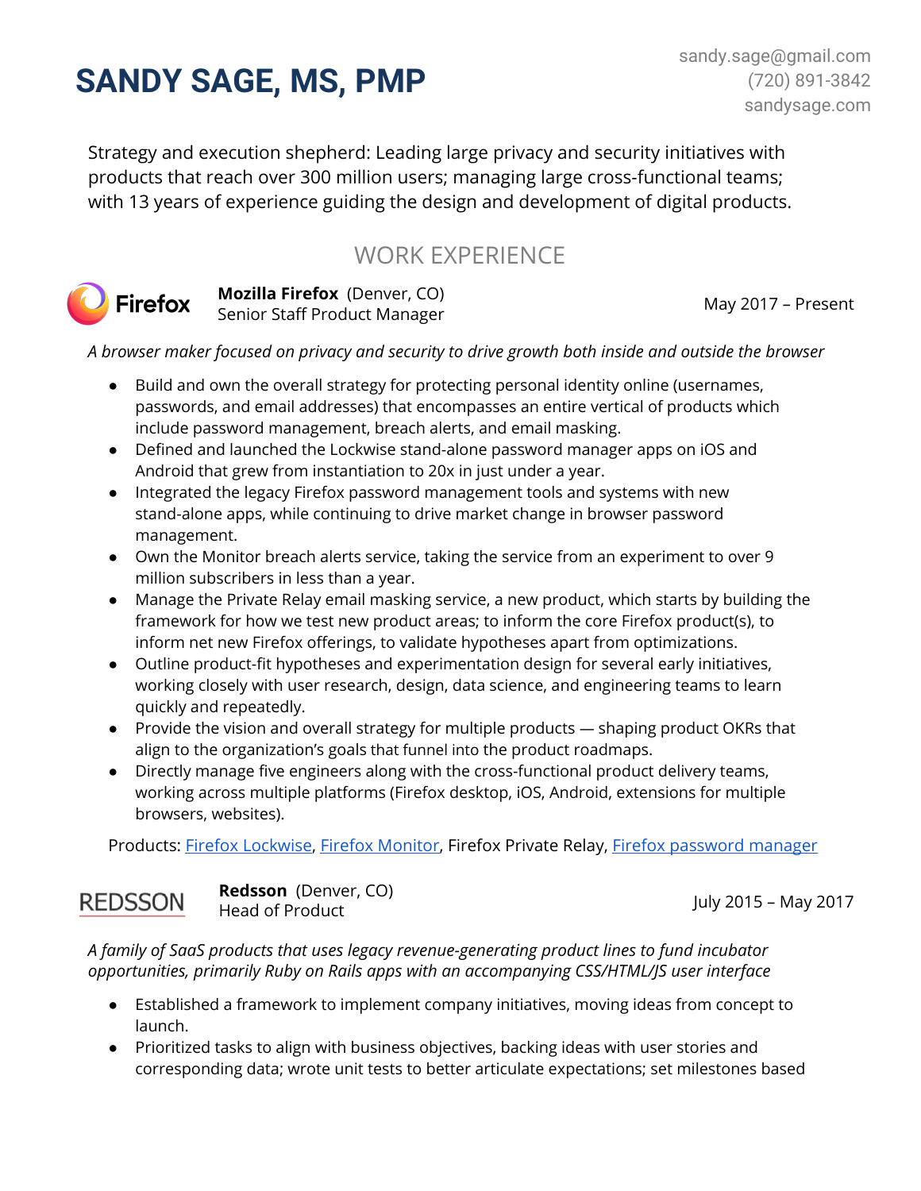# SANDY SAGE, MS, PMP

sandy.sage@gmail.com
(720) 891-3842
sandysage.com

Strategy and execution shepherd: Leading large privacy and security initiatives with products that reach over 300 million users; managing large cross-functional teams; with 13 years of experience guiding the design and development of digital products.

## WORK EXPERIENCE

**Mozilla Firefox** (Denver, CO)
Senior Staff Product Manager
May 2017 – Present

*A browser maker focused on privacy and security to drive growth both inside and outside the browser*

- Build and own the overall strategy for protecting personal identity online (usernames, passwords, and email addresses) that encompasses an entire vertical of products which include password management, breach alerts, and email masking.
- Defined and launched the Lockwise stand-alone password manager apps on iOS and Android that grew from instantiation to 20x in just under a year.
- Integrated the legacy Firefox password management tools and systems with new stand-alone apps, while continuing to drive market change in browser password management.
- Own the Monitor breach alerts service, taking the service from an experiment to over 9 million subscribers in less than a year.
- Manage the Private Relay email masking service, a new product, which starts by building the framework for how we test new product areas; to inform the core Firefox product(s), to inform net new Firefox offerings, to validate hypotheses apart from optimizations.
- Outline product-fit hypotheses and experimentation design for several early initiatives, working closely with user research, design, data science, and engineering teams to learn quickly and repeatedly.
- Provide the vision and overall strategy for multiple products — shaping product OKRs that align to the organization's goals that funnel into the product roadmaps.
- Directly manage five engineers along with the cross-functional product delivery teams, working across multiple platforms (Firefox desktop, iOS, Android, extensions for multiple browsers, websites).

Products: Firefox Lockwise, Firefox Monitor, Firefox Private Relay, Firefox password manager

**Redsson** (Denver, CO)
Head of Product
July 2015 – May 2017

*A family of SaaS products that uses legacy revenue-generating product lines to fund incubator opportunities, primarily Ruby on Rails apps with an accompanying CSS/HTML/JS user interface*

- Established a framework to implement company initiatives, moving ideas from concept to launch.
- Prioritized tasks to align with business objectives, backing ideas with user stories and corresponding data; wrote unit tests to better articulate expectations; set milestones based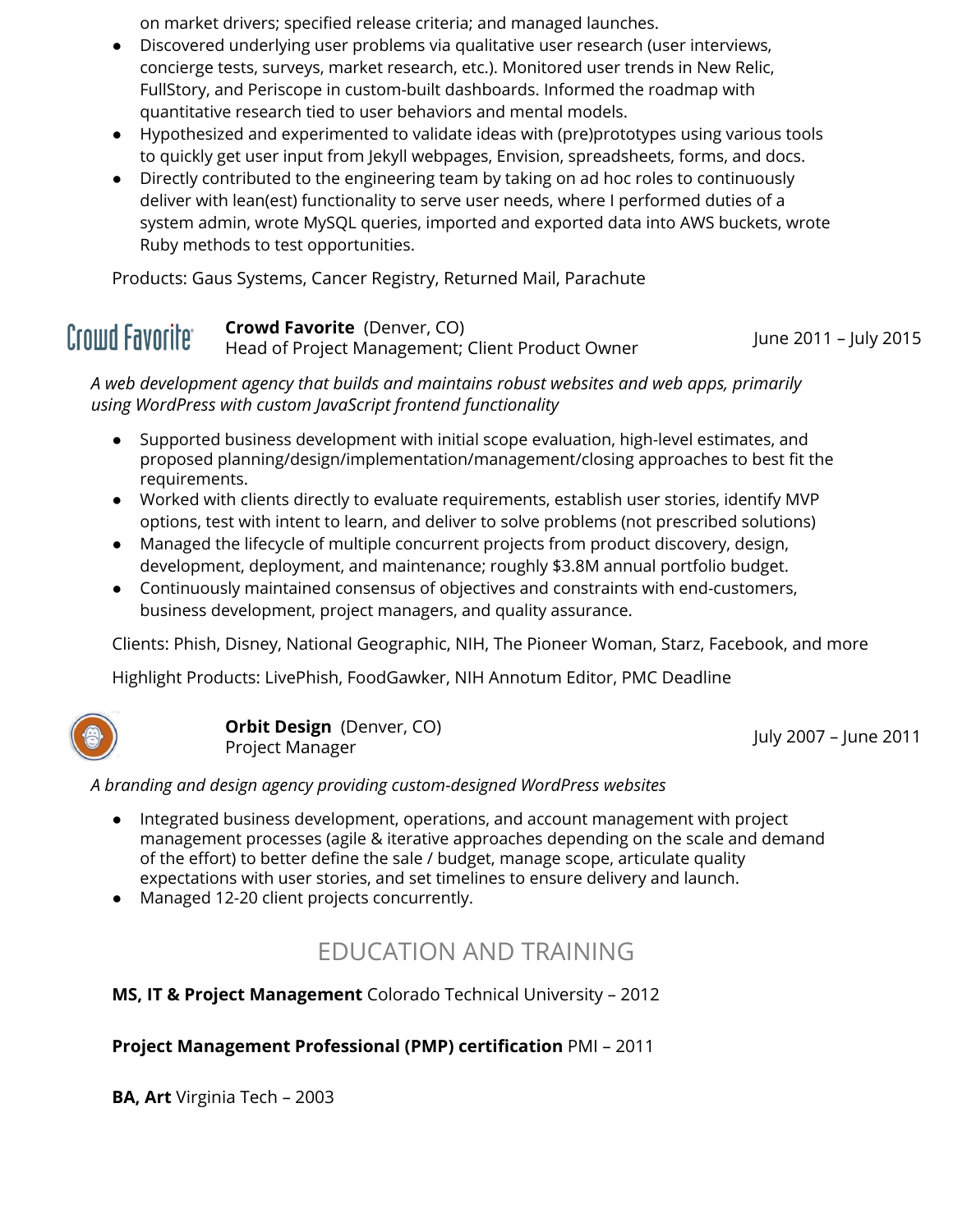on market drivers; specified release criteria; and managed launches.

- Discovered underlying user problems via qualitative user research (user interviews, concierge tests, surveys, market research, etc.). Monitored user trends in New Relic, FullStory, and Periscope in custom-built dashboards. Informed the roadmap with quantitative research tied to user behaviors and mental models.
- Hypothesized and experimented to validate ideas with (pre)prototypes using various tools to quickly get user input from Jekyll webpages, Envision, spreadsheets, forms, and docs.
- Directly contributed to the engineering team by taking on ad hoc roles to continuously deliver with lean(est) functionality to serve user needs, where I performed duties of a system admin, wrote MySQL queries, imported and exported data into AWS buckets, wrote Ruby methods to test opportunities.

Products: Gaus Systems, Cancer Registry, Returned Mail, Parachute

**Crowd Favorite** (Denver, CO)
Head of Project Management; Client Product Owner
June 2011 – July 2015

*A web development agency that builds and maintains robust websites and web apps, primarily using WordPress with custom JavaScript frontend functionality*

- Supported business development with initial scope evaluation, high-level estimates, and proposed planning/design/implementation/management/closing approaches to best fit the requirements.
- Worked with clients directly to evaluate requirements, establish user stories, identify MVP options, test with intent to learn, and deliver to solve problems (not prescribed solutions)
- Managed the lifecycle of multiple concurrent projects from product discovery, design, development, deployment, and maintenance; roughly $3.8M annual portfolio budget.
- Continuously maintained consensus of objectives and constraints with end-customers, business development, project managers, and quality assurance.

Clients: Phish, Disney, National Geographic, NIH, The Pioneer Woman, Starz, Facebook, and more

Highlight Products: LivePhish, FoodGawker, NIH Annotum Editor, PMC Deadline

**Orbit Design** (Denver, CO)
Project Manager
July 2007 – June 2011

*A branding and design agency providing custom-designed WordPress websites*

- Integrated business development, operations, and account management with project management processes (agile & iterative approaches depending on the scale and demand of the effort) to better define the sale / budget, manage scope, articulate quality expectations with user stories, and set timelines to ensure delivery and launch.
- Managed 12-20 client projects concurrently.

## EDUCATION AND TRAINING

**MS, IT & Project Management** Colorado Technical University – 2012

**Project Management Professional (PMP) certification** PMI – 2011

**BA, Art** Virginia Tech – 2003